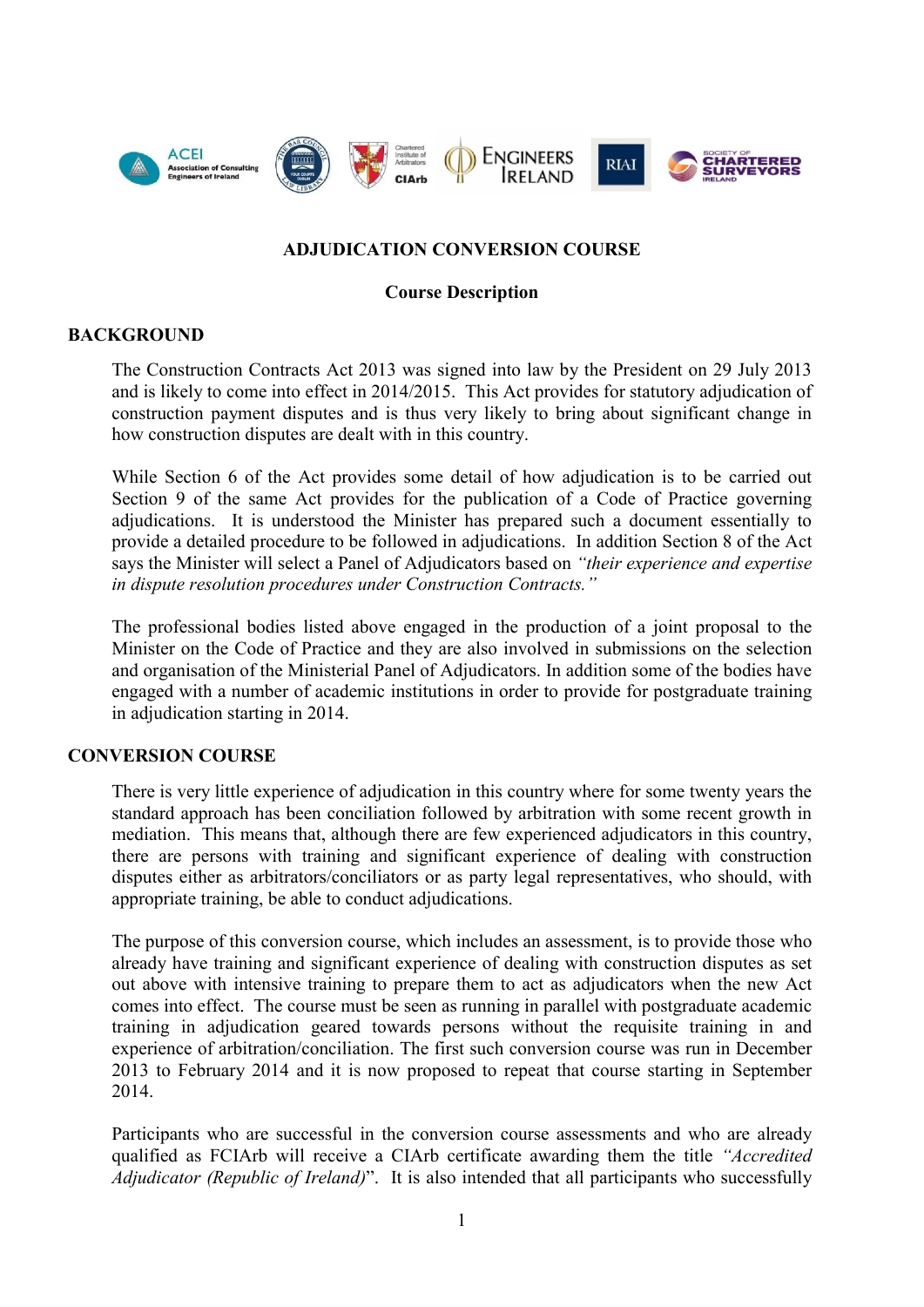# ADJUDICATION CONVERSION COURSE

## Course Description

## BACKGROUND

The Construction Contracts Act 2013 was signed into law by the President on 29 July 2013 and is likely to come into effect in 2014/2015. This Act provides for statutory adjudication of construction payment disputes and is thus very likely to bring about significant change in how construction disputes are dealt with in this country.

While Section 6 of the Act provides some detail of how adjudication is to be carried out Section 9 of the same Act provides for the publication of a Code of Practice governing adjudications. It is understood the Minister has prepared such a document essentially to provide a detailed procedure to be followed in adjudications. In addition Section 8 of the Act says the Minister will select a Panel of Adjudicators based on *"their experience and expertise in dispute resolution procedures under Construction Contracts."*

The professional bodies listed above engaged in the production of a joint proposal to the Minister on the Code of Practice and they are also involved in submissions on the selection and organisation of the Ministerial Panel of Adjudicators. In addition some of the bodies have engaged with a number of academic institutions in order to provide for postgraduate training in adjudication starting in 2014.

## CONVERSION COURSE

There is very little experience of adjudication in this country where for some twenty years the standard approach has been conciliation followed by arbitration with some recent growth in mediation. This means that, although there are few experienced adjudicators in this country, there are persons with training and significant experience of dealing with construction disputes either as arbitrators/conciliators or as party legal representatives, who should, with appropriate training, be able to conduct adjudications.

The purpose of this conversion course, which includes an assessment, is to provide those who already have training and significant experience of dealing with construction disputes as set out above with intensive training to prepare them to act as adjudicators when the new Act comes into effect. The course must be seen as running in parallel with postgraduate academic training in adjudication geared towards persons without the requisite training in and experience of arbitration/conciliation. The first such conversion course was run in December 2013 to February 2014 and it is now proposed to repeat that course starting in September 2014.

Participants who are successful in the conversion course assessments and who are already qualified as FCIArb will receive a CIArb certificate awarding them the title *"Accredited Adjudicator (Republic of Ireland)"*. It is also intended that all participants who successfully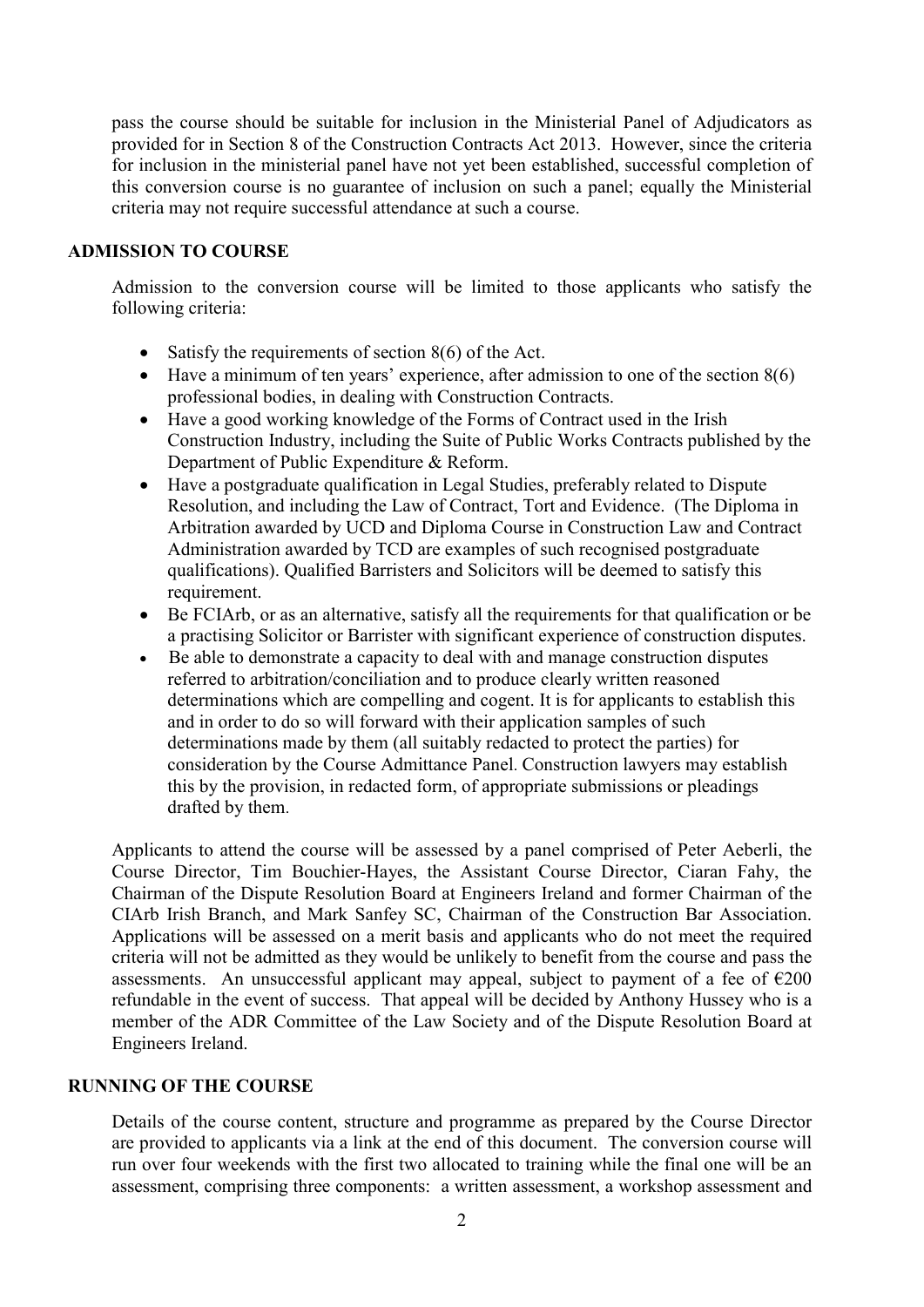pass the course should be suitable for inclusion in the Ministerial Panel of Adjudicators as provided for in Section 8 of the Construction Contracts Act 2013. However, since the criteria for inclusion in the ministerial panel have not yet been established, successful completion of this conversion course is no guarantee of inclusion on such a panel; equally the Ministerial criteria may not require successful attendance at such a course.

## ADMISSION TO COURSE

Admission to the conversion course will be limited to those applicants who satisfy the following criteria:

- Satisfy the requirements of section 8(6) of the Act.
- Have a minimum of ten years' experience, after admission to one of the section 8(6) professional bodies, in dealing with Construction Contracts.
- Have a good working knowledge of the Forms of Contract used in the Irish Construction Industry, including the Suite of Public Works Contracts published by the Department of Public Expenditure & Reform.
- Have a postgraduate qualification in Legal Studies, preferably related to Dispute Resolution, and including the Law of Contract, Tort and Evidence. (The Diploma in Arbitration awarded by UCD and Diploma Course in Construction Law and Contract Administration awarded by TCD are examples of such recognised postgraduate qualifications). Qualified Barristers and Solicitors will be deemed to satisfy this requirement.
- Be FCIArb, or as an alternative, satisfy all the requirements for that qualification or be a practising Solicitor or Barrister with significant experience of construction disputes.
- Be able to demonstrate a capacity to deal with and manage construction disputes referred to arbitration/conciliation and to produce clearly written reasoned determinations which are compelling and cogent. It is for applicants to establish this and in order to do so will forward with their application samples of such determinations made by them (all suitably redacted to protect the parties) for consideration by the Course Admittance Panel. Construction lawyers may establish this by the provision, in redacted form, of appropriate submissions or pleadings drafted by them.

Applicants to attend the course will be assessed by a panel comprised of Peter Aeberli, the Course Director, Tim Bouchier-Hayes, the Assistant Course Director, Ciaran Fahy, the Chairman of the Dispute Resolution Board at Engineers Ireland and former Chairman of the CIArb Irish Branch, and Mark Sanfey SC, Chairman of the Construction Bar Association. Applications will be assessed on a merit basis and applicants who do not meet the required criteria will not be admitted as they would be unlikely to benefit from the course and pass the assessments. An unsuccessful applicant may appeal, subject to payment of a fee of €200 refundable in the event of success. That appeal will be decided by Anthony Hussey who is a member of the ADR Committee of the Law Society and of the Dispute Resolution Board at Engineers Ireland.

## RUNNING OF THE COURSE

Details of the course content, structure and programme as prepared by the Course Director are provided to applicants via a link at the end of this document. The conversion course will run over four weekends with the first two allocated to training while the final one will be an assessment, comprising three components: a written assessment, a workshop assessment and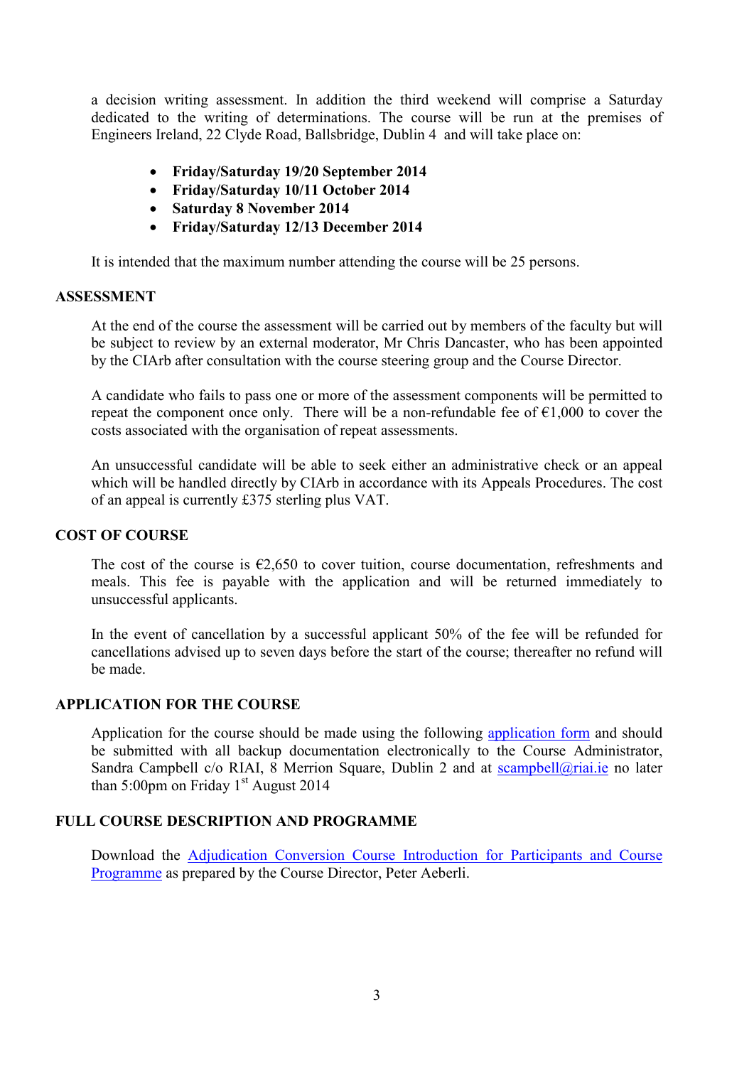a decision writing assessment. In addition the third weekend will comprise a Saturday dedicated to the writing of determinations. The course will be run at the premises of Engineers Ireland, 22 Clyde Road, Ballsbridge, Dublin 4 and will take place on:

- **Friday/Saturday 19/20 September 2014**
- **Friday/Saturday 10/11 October 2014**
- **Saturday 8 November 2014**
- **Friday/Saturday 12/13 December 2014**

It is intended that the maximum number attending the course will be 25 persons.

## ASSESSMENT

At the end of the course the assessment will be carried out by members of the faculty but will be subject to review by an external moderator, Mr Chris Dancaster, who has been appointed by the CIArb after consultation with the course steering group and the Course Director.

A candidate who fails to pass one or more of the assessment components will be permitted to repeat the component once only. There will be a non-refundable fee of €1,000 to cover the costs associated with the organisation of repeat assessments.

An unsuccessful candidate will be able to seek either an administrative check or an appeal which will be handled directly by CIArb in accordance with its Appeals Procedures. The cost of an appeal is currently £375 sterling plus VAT.

## COST OF COURSE

The cost of the course is €2,650 to cover tuition, course documentation, refreshments and meals. This fee is payable with the application and will be returned immediately to unsuccessful applicants.

In the event of cancellation by a successful applicant 50% of the fee will be refunded for cancellations advised up to seven days before the start of the course; thereafter no refund will be made.

## APPLICATION FOR THE COURSE

Application for the course should be made using the following application form and should be submitted with all backup documentation electronically to the Course Administrator, Sandra Campbell c/o RIAI, 8 Merrion Square, Dublin 2 and at scampbell@riai.ie no later than 5:00pm on Friday 1st August 2014

## FULL COURSE DESCRIPTION AND PROGRAMME

Download the Adjudication Conversion Course Introduction for Participants and Course Programme as prepared by the Course Director, Peter Aeberli.